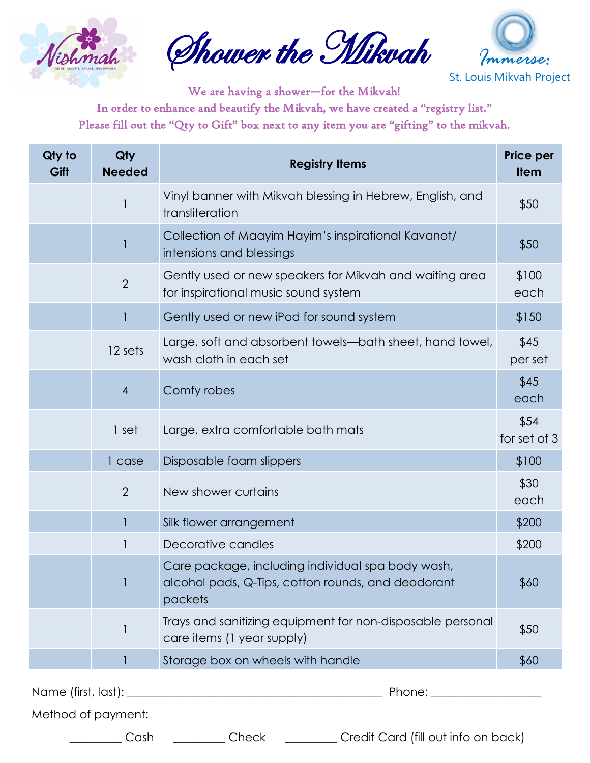Nishmah — INSPIRE. EDUCATE. ENGAGE. JEWISH WOMEN.

# Shower the Mikvah

Immerse: St. Louis Mikvah Project

We are having a shower—for the Mikvah!
In order to enhance and beautify the Mikvah, we have created a "registry list."
Please fill out the "Qty to Gift" box next to any item you are "gifting" to the mikvah.

| Qty to Gift | Qty Needed | Registry Items | Price per Item |
|---|---|---|---|
| | 1 | Vinyl banner with Mikvah blessing in Hebrew, English, and transliteration | $50 |
| | 1 | Collection of Maayim Hayim's inspirational Kavanot/ intensions and blessings | $50 |
| | 2 | Gently used or new speakers for Mikvah and waiting area for inspirational music sound system | $100 each |
| | 1 | Gently used or new iPod for sound system | $150 |
| | 12 sets | Large, soft and absorbent towels—bath sheet, hand towel, wash cloth in each set | $45 per set |
| | 4 | Comfy robes | $45 each |
| | 1 set | Large, extra comfortable bath mats | $54 for set of 3 |
| | 1 case | Disposable foam slippers | $100 |
| | 2 | New shower curtains | $30 each |
| | 1 | Silk flower arrangement | $200 |
| | 1 | Decorative candles | $200 |
| | 1 | Care package, including individual spa body wash, alcohol pads, Q-Tips, cotton rounds, and deodorant packets | $60 |
| | 1 | Trays and sanitizing equipment for non-disposable personal care items (1 year supply) | $50 |
| | 1 | Storage box on wheels with handle | $60 |

Name (first, last): ___________________________________________ Phone: __________________

Method of payment:

________ Cash ________ Check ________ Credit Card (fill out info on back)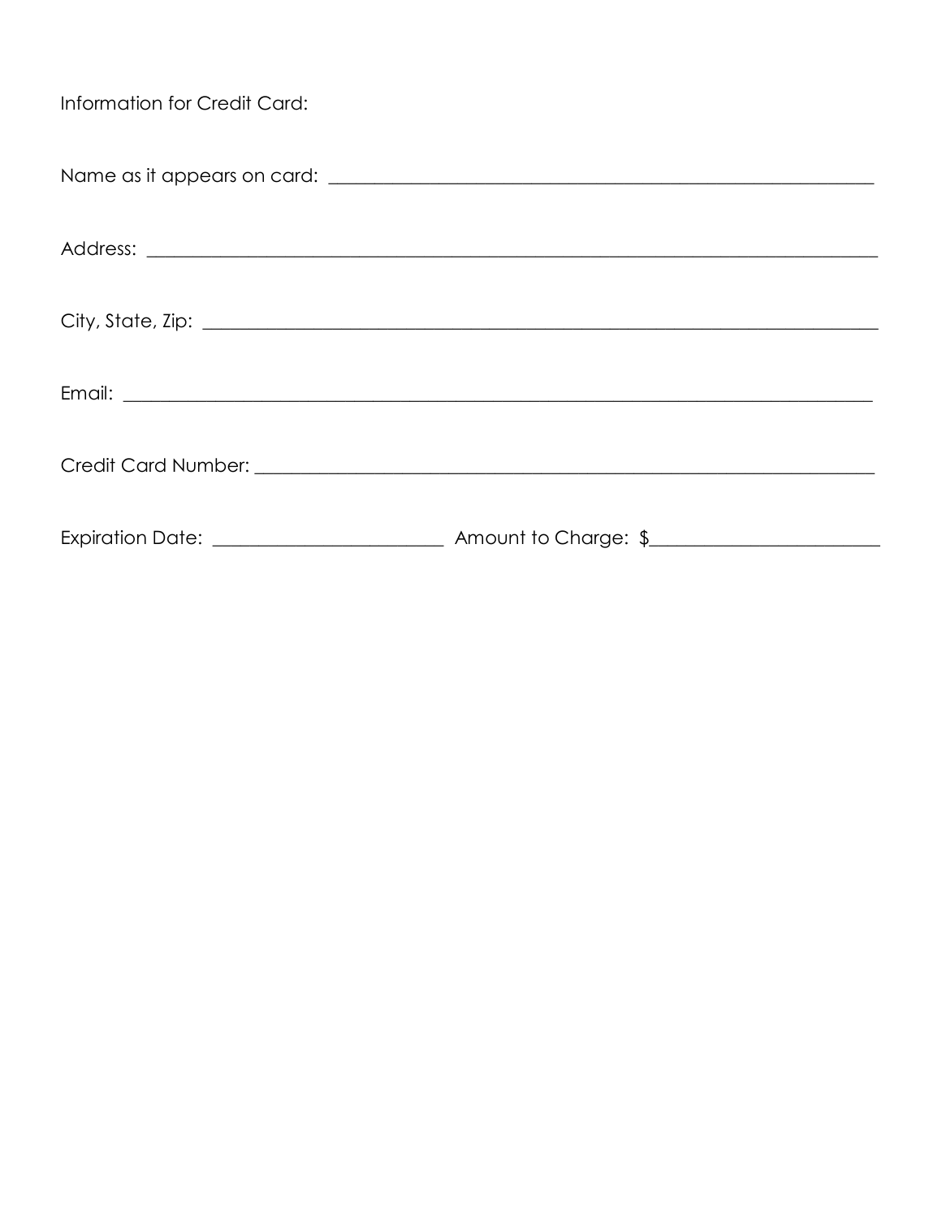Information for Credit Card:

Name as it appears on card: ___________________________________________________________

Address: ______________________________________________________________________________

City, State, Zip: ________________________________________________________________________

Email: _________________________________________________________________________________

Credit Card Number: ______________________________________________________________________

Expiration Date: _______________________ Amount to Charge: $_______________________